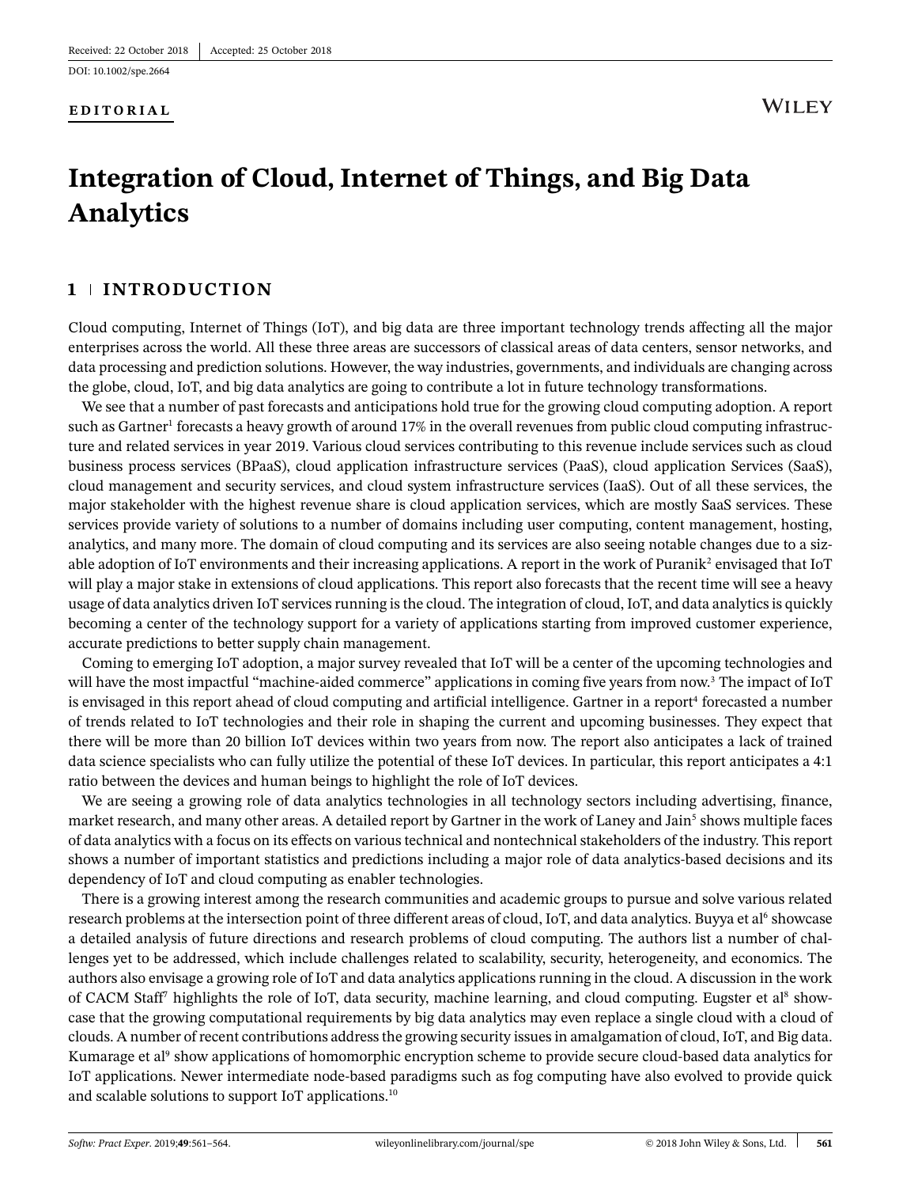Received: 22 October 2018 | Accepted: 25 October 2018

DOI: 10.1002/spe.2664

**EDITORIAL**

# Integration of Cloud, Internet of Things, and Big Data Analytics

## 1 | INTRODUCTION

Cloud computing, Internet of Things (IoT), and big data are three important technology trends affecting all the major enterprises across the world. All these three areas are successors of classical areas of data centers, sensor networks, and data processing and prediction solutions. However, the way industries, governments, and individuals are changing across the globe, cloud, IoT, and big data analytics are going to contribute a lot in future technology transformations.

We see that a number of past forecasts and anticipations hold true for the growing cloud computing adoption. A report such as Gartner[1] forecasts a heavy growth of around 17% in the overall revenues from public cloud computing infrastructure and related services in year 2019. Various cloud services contributing to this revenue include services such as cloud business process services (BPaaS), cloud application infrastructure services (PaaS), cloud application Services (SaaS), cloud management and security services, and cloud system infrastructure services (IaaS). Out of all these services, the major stakeholder with the highest revenue share is cloud application services, which are mostly SaaS services. These services provide variety of solutions to a number of domains including user computing, content management, hosting, analytics, and many more. The domain of cloud computing and its services are also seeing notable changes due to a sizable adoption of IoT environments and their increasing applications. A report in the work of Puranik[2] envisaged that IoT will play a major stake in extensions of cloud applications. This report also forecasts that the recent time will see a heavy usage of data analytics driven IoT services running is the cloud. The integration of cloud, IoT, and data analytics is quickly becoming a center of the technology support for a variety of applications starting from improved customer experience, accurate predictions to better supply chain management.

Coming to emerging IoT adoption, a major survey revealed that IoT will be a center of the upcoming technologies and will have the most impactful "machine-aided commerce" applications in coming five years from now.[3] The impact of IoT is envisaged in this report ahead of cloud computing and artificial intelligence. Gartner in a report[4] forecasted a number of trends related to IoT technologies and their role in shaping the current and upcoming businesses. They expect that there will be more than 20 billion IoT devices within two years from now. The report also anticipates a lack of trained data science specialists who can fully utilize the potential of these IoT devices. In particular, this report anticipates a 4:1 ratio between the devices and human beings to highlight the role of IoT devices.

We are seeing a growing role of data analytics technologies in all technology sectors including advertising, finance, market research, and many other areas. A detailed report by Gartner in the work of Laney and Jain[5] shows multiple faces of data analytics with a focus on its effects on various technical and nontechnical stakeholders of the industry. This report shows a number of important statistics and predictions including a major role of data analytics-based decisions and its dependency of IoT and cloud computing as enabler technologies.

There is a growing interest among the research communities and academic groups to pursue and solve various related research problems at the intersection point of three different areas of cloud, IoT, and data analytics. Buyya et al[6] showcase a detailed analysis of future directions and research problems of cloud computing. The authors list a number of challenges yet to be addressed, which include challenges related to scalability, security, heterogeneity, and economics. The authors also envisage a growing role of IoT and data analytics applications running in the cloud. A discussion in the work of CACM Staff[7] highlights the role of IoT, data security, machine learning, and cloud computing. Eugster et al[8] showcase that the growing computational requirements by big data analytics may even replace a single cloud with a cloud of clouds. A number of recent contributions address the growing security issues in amalgamation of cloud, IoT, and Big data. Kumarage et al[9] show applications of homomorphic encryption scheme to provide secure cloud-based data analytics for IoT applications. Newer intermediate node-based paradigms such as fog computing have also evolved to provide quick and scalable solutions to support IoT applications.[10]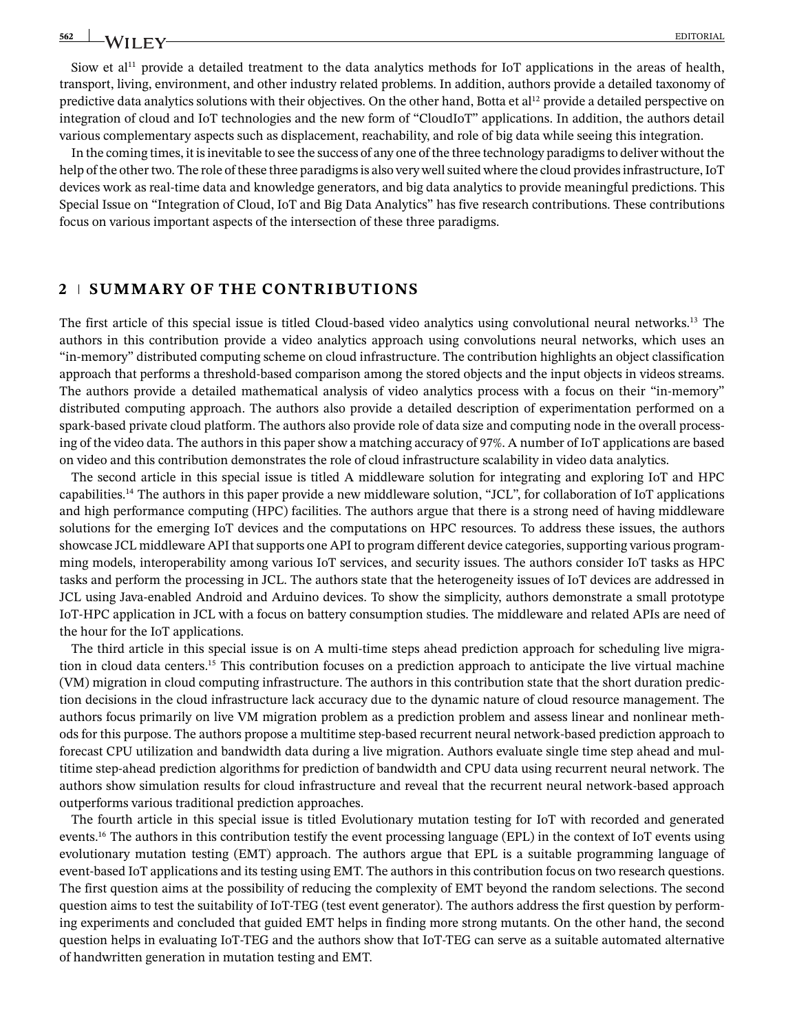Siow et al[11] provide a detailed treatment to the data analytics methods for IoT applications in the areas of health, transport, living, environment, and other industry related problems. In addition, authors provide a detailed taxonomy of predictive data analytics solutions with their objectives. On the other hand, Botta et al[12] provide a detailed perspective on integration of cloud and IoT technologies and the new form of "CloudIoT" applications. In addition, the authors detail various complementary aspects such as displacement, reachability, and role of big data while seeing this integration.

In the coming times, it is inevitable to see the success of any one of the three technology paradigms to deliver without the help of the other two. The role of these three paradigms is also very well suited where the cloud provides infrastructure, IoT devices work as real-time data and knowledge generators, and big data analytics to provide meaningful predictions. This Special Issue on "Integration of Cloud, IoT and Big Data Analytics" has five research contributions. These contributions focus on various important aspects of the intersection of these three paradigms.

## 2 | SUMMARY OF THE CONTRIBUTIONS

The first article of this special issue is titled Cloud-based video analytics using convolutional neural networks.[13] The authors in this contribution provide a video analytics approach using convolutions neural networks, which uses an "in-memory" distributed computing scheme on cloud infrastructure. The contribution highlights an object classification approach that performs a threshold-based comparison among the stored objects and the input objects in videos streams. The authors provide a detailed mathematical analysis of video analytics process with a focus on their "in-memory" distributed computing approach. The authors also provide a detailed description of experimentation performed on a spark-based private cloud platform. The authors also provide role of data size and computing node in the overall processing of the video data. The authors in this paper show a matching accuracy of 97%. A number of IoT applications are based on video and this contribution demonstrates the role of cloud infrastructure scalability in video data analytics.

The second article in this special issue is titled A middleware solution for integrating and exploring IoT and HPC capabilities.[14] The authors in this paper provide a new middleware solution, "JCL", for collaboration of IoT applications and high performance computing (HPC) facilities. The authors argue that there is a strong need of having middleware solutions for the emerging IoT devices and the computations on HPC resources. To address these issues, the authors showcase JCL middleware API that supports one API to program different device categories, supporting various programming models, interoperability among various IoT services, and security issues. The authors consider IoT tasks as HPC tasks and perform the processing in JCL. The authors state that the heterogeneity issues of IoT devices are addressed in JCL using Java-enabled Android and Arduino devices. To show the simplicity, authors demonstrate a small prototype IoT-HPC application in JCL with a focus on battery consumption studies. The middleware and related APIs are need of the hour for the IoT applications.

The third article in this special issue is on A multi-time steps ahead prediction approach for scheduling live migration in cloud data centers.[15] This contribution focuses on a prediction approach to anticipate the live virtual machine (VM) migration in cloud computing infrastructure. The authors in this contribution state that the short duration prediction decisions in the cloud infrastructure lack accuracy due to the dynamic nature of cloud resource management. The authors focus primarily on live VM migration problem as a prediction problem and assess linear and nonlinear methods for this purpose. The authors propose a multitime step-based recurrent neural network-based prediction approach to forecast CPU utilization and bandwidth data during a live migration. Authors evaluate single time step ahead and multitime step-ahead prediction algorithms for prediction of bandwidth and CPU data using recurrent neural network. The authors show simulation results for cloud infrastructure and reveal that the recurrent neural network-based approach outperforms various traditional prediction approaches.

The fourth article in this special issue is titled Evolutionary mutation testing for IoT with recorded and generated events.[16] The authors in this contribution testify the event processing language (EPL) in the context of IoT events using evolutionary mutation testing (EMT) approach. The authors argue that EPL is a suitable programming language of event-based IoT applications and its testing using EMT. The authors in this contribution focus on two research questions. The first question aims at the possibility of reducing the complexity of EMT beyond the random selections. The second question aims to test the suitability of IoT-TEG (test event generator). The authors address the first question by performing experiments and concluded that guided EMT helps in finding more strong mutants. On the other hand, the second question helps in evaluating IoT-TEG and the authors show that IoT-TEG can serve as a suitable automated alternative of handwritten generation in mutation testing and EMT.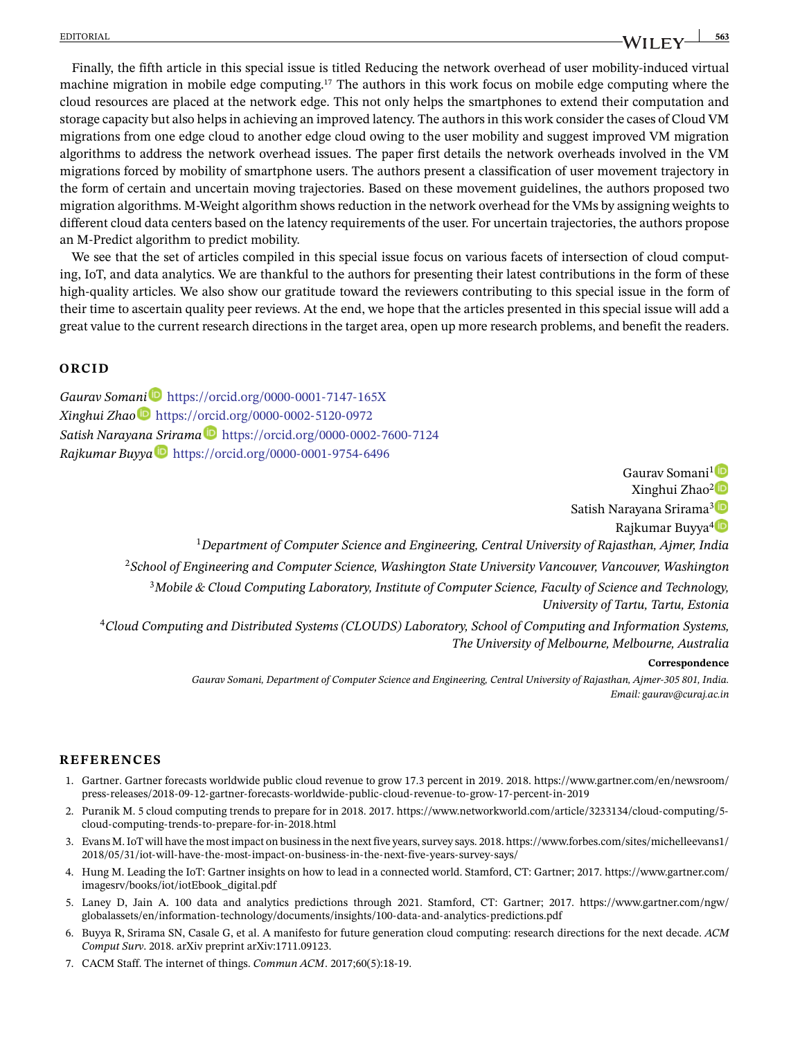Finally, the fifth article in this special issue is titled Reducing the network overhead of user mobility-induced virtual machine migration in mobile edge computing.[17] The authors in this work focus on mobile edge computing where the cloud resources are placed at the network edge. This not only helps the smartphones to extend their computation and storage capacity but also helps in achieving an improved latency. The authors in this work consider the cases of Cloud VM migrations from one edge cloud to another edge cloud owing to the user mobility and suggest improved VM migration algorithms to address the network overhead issues. The paper first details the network overheads involved in the VM migrations forced by mobility of smartphone users. The authors present a classification of user movement trajectory in the form of certain and uncertain moving trajectories. Based on these movement guidelines, the authors proposed two migration algorithms. M-Weight algorithm shows reduction in the network overhead for the VMs by assigning weights to different cloud data centers based on the latency requirements of the user. For uncertain trajectories, the authors propose an M-Predict algorithm to predict mobility.

We see that the set of articles compiled in this special issue focus on various facets of intersection of cloud computing, IoT, and data analytics. We are thankful to the authors for presenting their latest contributions in the form of these high-quality articles. We also show our gratitude toward the reviewers contributing to this special issue in the form of their time to ascertain quality peer reviews. At the end, we hope that the articles presented in this special issue will add a great value to the current research directions in the target area, open up more research problems, and benefit the readers.

## ORCID

*Gaurav Somani* https://orcid.org/0000-0001-7147-165X
*Xinghui Zhao* https://orcid.org/0000-0002-5120-0972
*Satish Narayana Srirama* https://orcid.org/0000-0002-7600-7124
*Rajkumar Buyya* https://orcid.org/0000-0001-9754-6496

Gaurav Somani[1]
Xinghui Zhao[2]
Satish Narayana Srirama[3]
Rajkumar Buyya[4]

[1]*Department of Computer Science and Engineering, Central University of Rajasthan, Ajmer, India*

[2]*School of Engineering and Computer Science, Washington State University Vancouver, Vancouver, Washington*

[3]*Mobile & Cloud Computing Laboratory, Institute of Computer Science, Faculty of Science and Technology, University of Tartu, Tartu, Estonia*

[4]*Cloud Computing and Distributed Systems (CLOUDS) Laboratory, School of Computing and Information Systems, The University of Melbourne, Melbourne, Australia*

**Correspondence**

*Gaurav Somani, Department of Computer Science and Engineering, Central University of Rajasthan, Ajmer-305 801, India.*
*Email: gaurav@curaj.ac.in*

## REFERENCES

1. Gartner. Gartner forecasts worldwide public cloud revenue to grow 17.3 percent in 2019. 2018. https://www.gartner.com/en/newsroom/press-releases/2018-09-12-gartner-forecasts-worldwide-public-cloud-revenue-to-grow-17-percent-in-2019
2. Puranik M. 5 cloud computing trends to prepare for in 2018. 2017. https://www.networkworld.com/article/3233134/cloud-computing/5-cloud-computing-trends-to-prepare-for-in-2018.html
3. Evans M. IoT will have the most impact on business in the next five years, survey says. 2018. https://www.forbes.com/sites/michelleevans1/2018/05/31/iot-will-have-the-most-impact-on-business-in-the-next-five-years-survey-says/
4. Hung M. Leading the IoT: Gartner insights on how to lead in a connected world. Stamford, CT: Gartner; 2017. https://www.gartner.com/imagesrv/books/iot/iotEbook_digital.pdf
5. Laney D, Jain A. 100 data and analytics predictions through 2021. Stamford, CT: Gartner; 2017. https://www.gartner.com/ngw/globalassets/en/information-technology/documents/insights/100-data-and-analytics-predictions.pdf
6. Buyya R, Srirama SN, Casale G, et al. A manifesto for future generation cloud computing: research directions for the next decade. *ACM Comput Surv*. 2018. arXiv preprint arXiv:1711.09123.
7. CACM Staff. The internet of things. *Commun ACM*. 2017;60(5):18-19.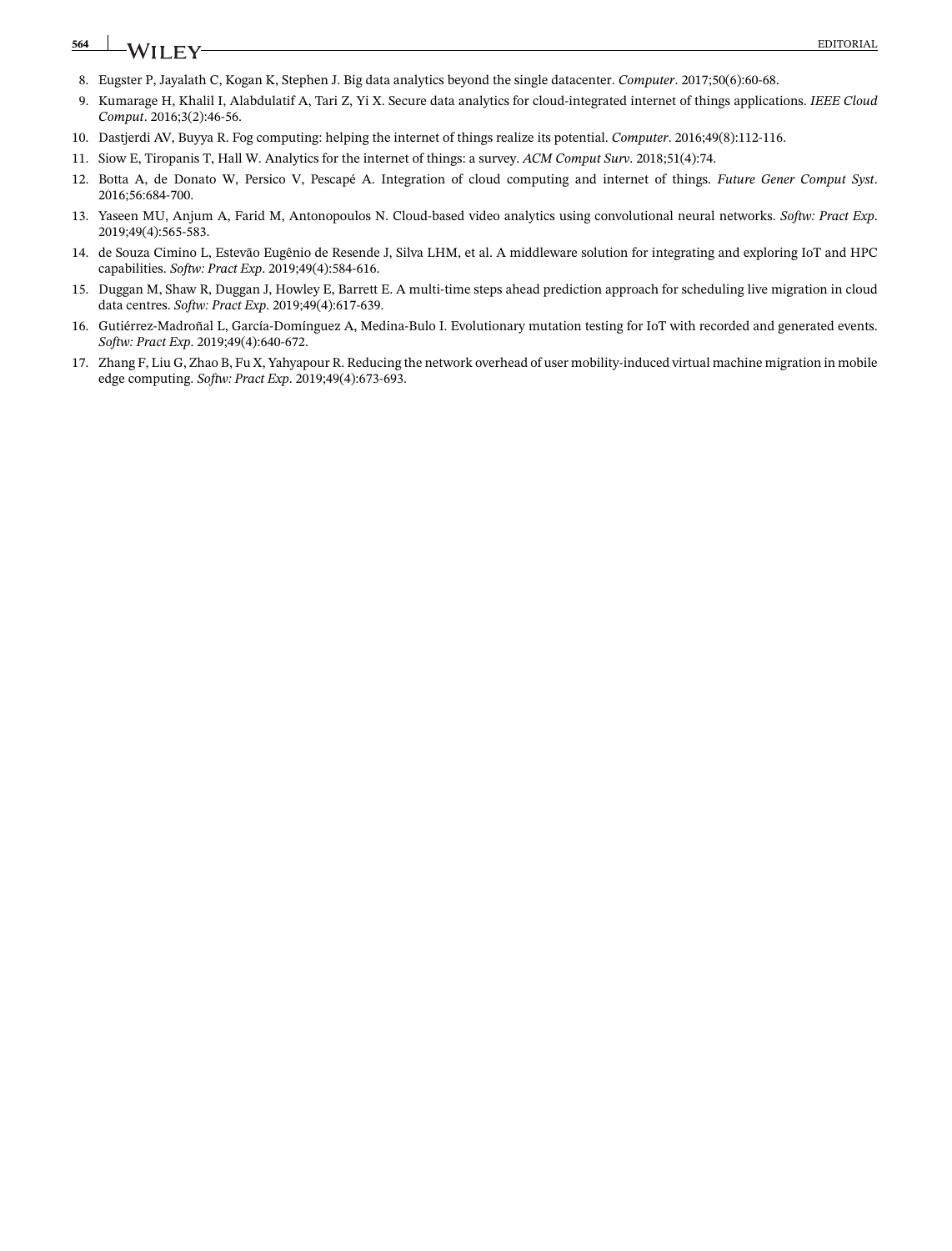8. Eugster P, Jayalath C, Kogan K, Stephen J. Big data analytics beyond the single datacenter. *Computer*. 2017;50(6):60-68.
9. Kumarage H, Khalil I, Alabdulatif A, Tari Z, Yi X. Secure data analytics for cloud-integrated internet of things applications. *IEEE Cloud Comput*. 2016;3(2):46-56.
10. Dastjerdi AV, Buyya R. Fog computing: helping the internet of things realize its potential. *Computer*. 2016;49(8):112-116.
11. Siow E, Tiropanis T, Hall W. Analytics for the internet of things: a survey. *ACM Comput Surv*. 2018;51(4):74.
12. Botta A, de Donato W, Persico V, Pescapé A. Integration of cloud computing and internet of things. *Future Gener Comput Syst*. 2016;56:684-700.
13. Yaseen MU, Anjum A, Farid M, Antonopoulos N. Cloud-based video analytics using convolutional neural networks. *Softw: Pract Exp*. 2019;49(4):565-583.
14. de Souza Cimino L, Estevão Eugênio de Resende J, Silva LHM, et al. A middleware solution for integrating and exploring IoT and HPC capabilities. *Softw: Pract Exp*. 2019;49(4):584-616.
15. Duggan M, Shaw R, Duggan J, Howley E, Barrett E. A multi-time steps ahead prediction approach for scheduling live migration in cloud data centres. *Softw: Pract Exp*. 2019;49(4):617-639.
16. Gutiérrez-Madroñal L, García-Domínguez A, Medina-Bulo I. Evolutionary mutation testing for IoT with recorded and generated events. *Softw: Pract Exp*. 2019;49(4):640-672.
17. Zhang F, Liu G, Zhao B, Fu X, Yahyapour R. Reducing the network overhead of user mobility-induced virtual machine migration in mobile edge computing. *Softw: Pract Exp*. 2019;49(4):673-693.